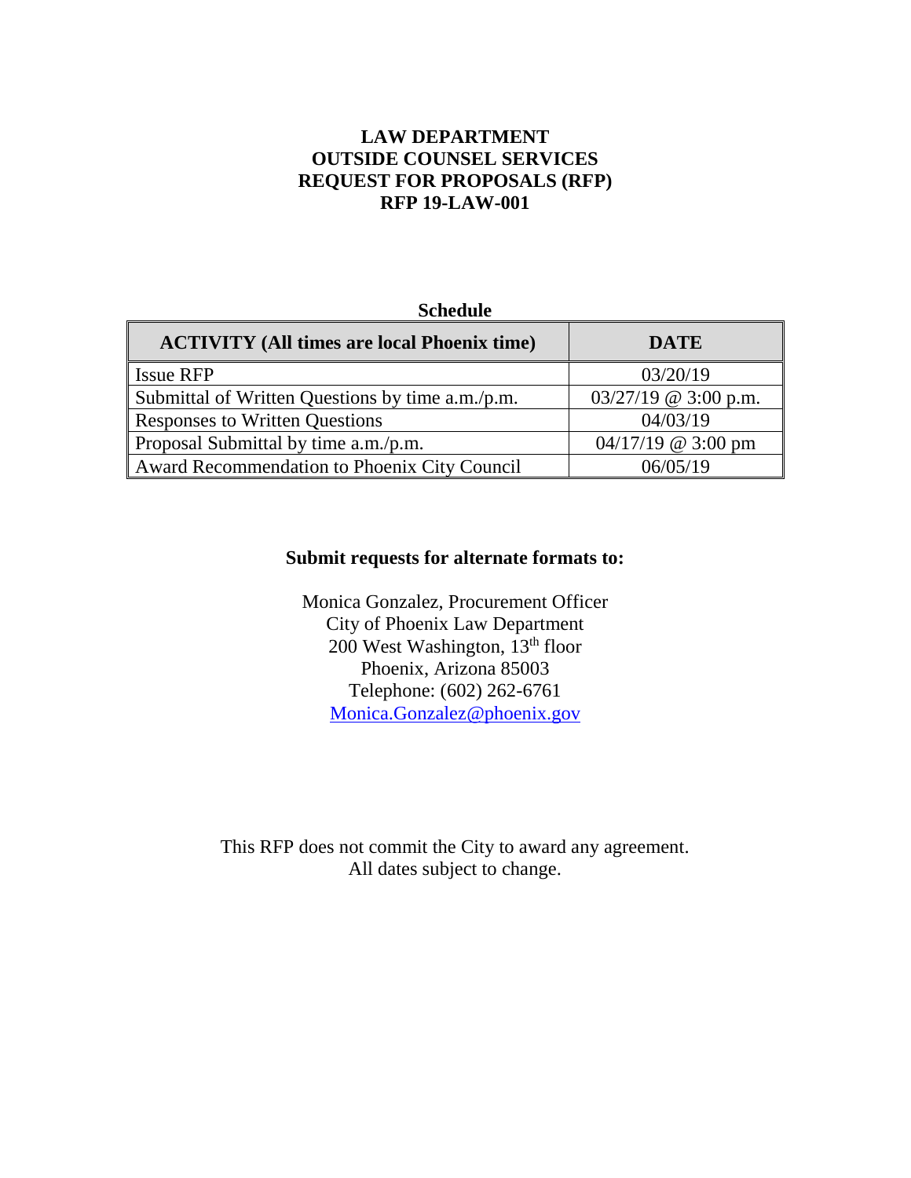# LAW DEPARTMENT
# OUTSIDE COUNSEL SERVICES
# REQUEST FOR PROPOSALS (RFP)
# RFP 19-LAW-001

**Schedule**

| ACTIVITY (All times are local Phoenix time) | DATE |
|---|---|
| Issue RFP | 03/20/19 |
| Submittal of Written Questions by time a.m./p.m. | 03/27/19 @ 3:00 p.m. |
| Responses to Written Questions | 04/03/19 |
| Proposal Submittal by time a.m./p.m. | 04/17/19 @ 3:00 pm |
| Award Recommendation to Phoenix City Council | 06/05/19 |

**Submit requests for alternate formats to:**

Monica Gonzalez, Procurement Officer
City of Phoenix Law Department
200 West Washington, 13th floor
Phoenix, Arizona 85003
Telephone: (602) 262-6761
Monica.Gonzalez@phoenix.gov

This RFP does not commit the City to award any agreement.
All dates subject to change.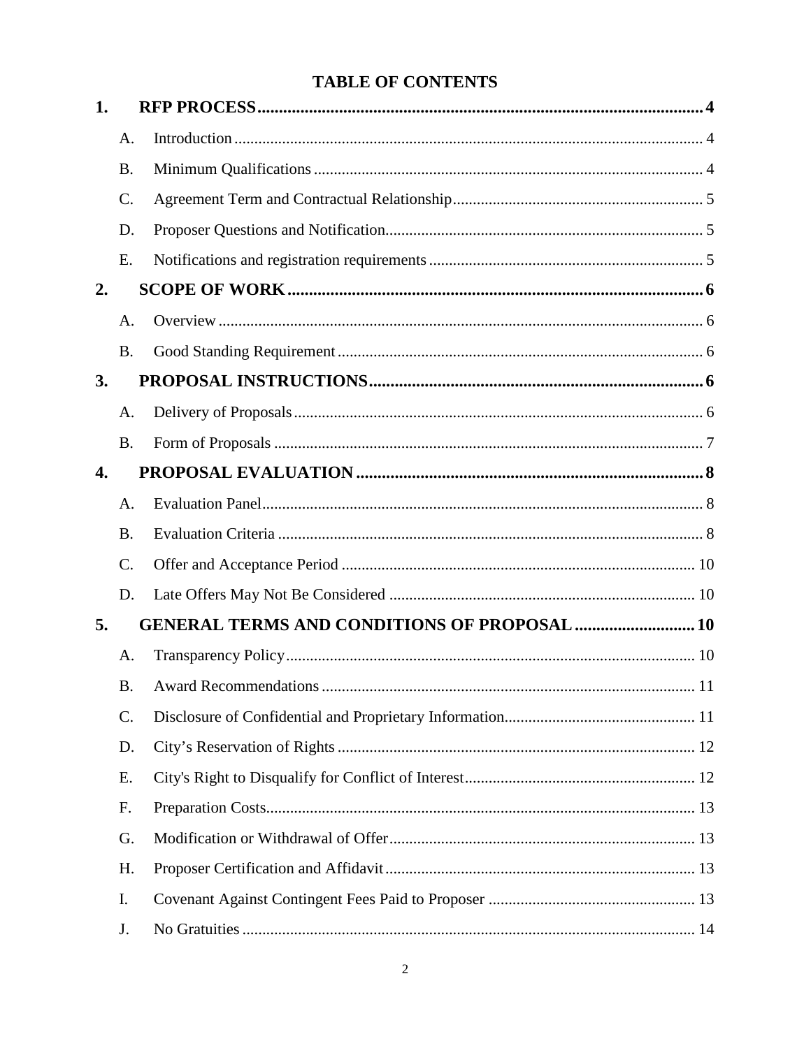# TABLE OF CONTENTS

1. **RFP PROCESS** ..... 4
   - A. Introduction ..... 4
   - B. Minimum Qualifications ..... 4
   - C. Agreement Term and Contractual Relationship ..... 5
   - D. Proposer Questions and Notification ..... 5
   - E. Notifications and registration requirements ..... 5
2. **SCOPE OF WORK** ..... 6
   - A. Overview ..... 6
   - B. Good Standing Requirement ..... 6
3. **PROPOSAL INSTRUCTIONS** ..... 6
   - A. Delivery of Proposals ..... 6
   - B. Form of Proposals ..... 7
4. **PROPOSAL EVALUATION** ..... 8
   - A. Evaluation Panel ..... 8
   - B. Evaluation Criteria ..... 8
   - C. Offer and Acceptance Period ..... 10
   - D. Late Offers May Not Be Considered ..... 10
5. **GENERAL TERMS AND CONDITIONS OF PROPOSAL** ..... 10
   - A. Transparency Policy ..... 10
   - B. Award Recommendations ..... 11
   - C. Disclosure of Confidential and Proprietary Information ..... 11
   - D. City's Reservation of Rights ..... 12
   - E. City's Right to Disqualify for Conflict of Interest ..... 12
   - F. Preparation Costs ..... 13
   - G. Modification or Withdrawal of Offer ..... 13
   - H. Proposer Certification and Affidavit ..... 13
   - I. Covenant Against Contingent Fees Paid to Proposer ..... 13
   - J. No Gratuities ..... 14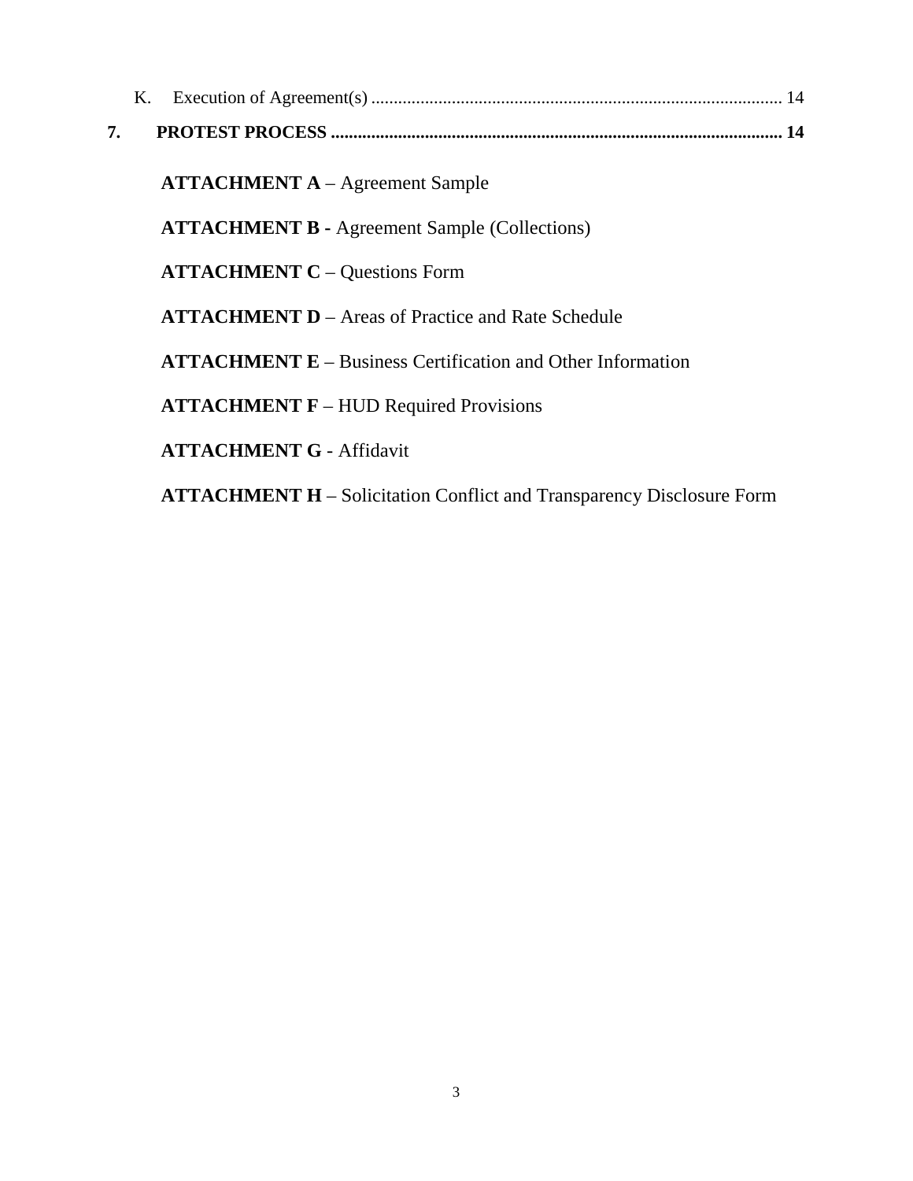K. Execution of Agreement(s) .......................................................................................... 14

**7. PROTEST PROCESS .................................................................................................... 14**

**ATTACHMENT A** – Agreement Sample

**ATTACHMENT B -** Agreement Sample (Collections)

**ATTACHMENT C** – Questions Form

**ATTACHMENT D** – Areas of Practice and Rate Schedule

**ATTACHMENT E** – Business Certification and Other Information

**ATTACHMENT F** – HUD Required Provisions

**ATTACHMENT G** - Affidavit

**ATTACHMENT H** – Solicitation Conflict and Transparency Disclosure Form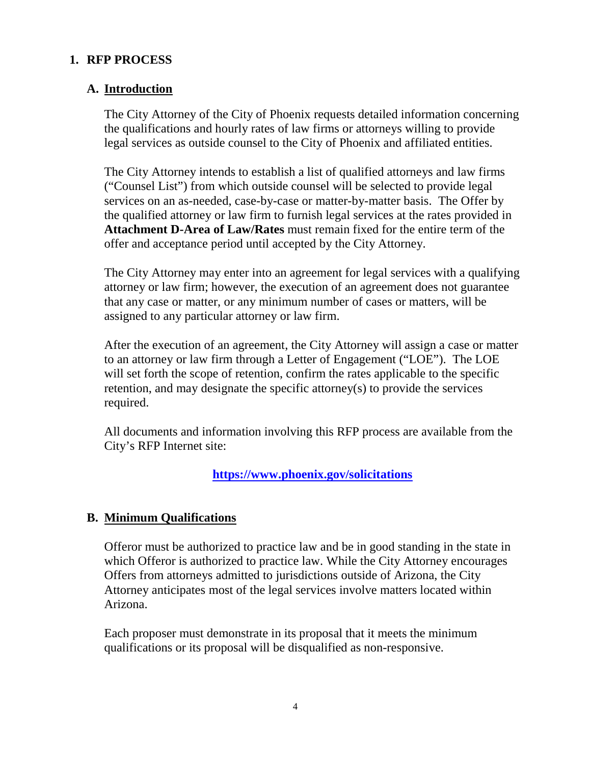## 1. RFP PROCESS

### A. Introduction

The City Attorney of the City of Phoenix requests detailed information concerning the qualifications and hourly rates of law firms or attorneys willing to provide legal services as outside counsel to the City of Phoenix and affiliated entities.

The City Attorney intends to establish a list of qualified attorneys and law firms ("Counsel List") from which outside counsel will be selected to provide legal services on an as-needed, case-by-case or matter-by-matter basis. The Offer by the qualified attorney or law firm to furnish legal services at the rates provided in **Attachment D-Area of Law/Rates** must remain fixed for the entire term of the offer and acceptance period until accepted by the City Attorney.

The City Attorney may enter into an agreement for legal services with a qualifying attorney or law firm; however, the execution of an agreement does not guarantee that any case or matter, or any minimum number of cases or matters, will be assigned to any particular attorney or law firm.

After the execution of an agreement, the City Attorney will assign a case or matter to an attorney or law firm through a Letter of Engagement ("LOE"). The LOE will set forth the scope of retention, confirm the rates applicable to the specific retention, and may designate the specific attorney(s) to provide the services required.

All documents and information involving this RFP process are available from the City's RFP Internet site:

**https://www.phoenix.gov/solicitations**

### B. Minimum Qualifications

Offeror must be authorized to practice law and be in good standing in the state in which Offeror is authorized to practice law. While the City Attorney encourages Offers from attorneys admitted to jurisdictions outside of Arizona, the City Attorney anticipates most of the legal services involve matters located within Arizona.

Each proposer must demonstrate in its proposal that it meets the minimum qualifications or its proposal will be disqualified as non-responsive.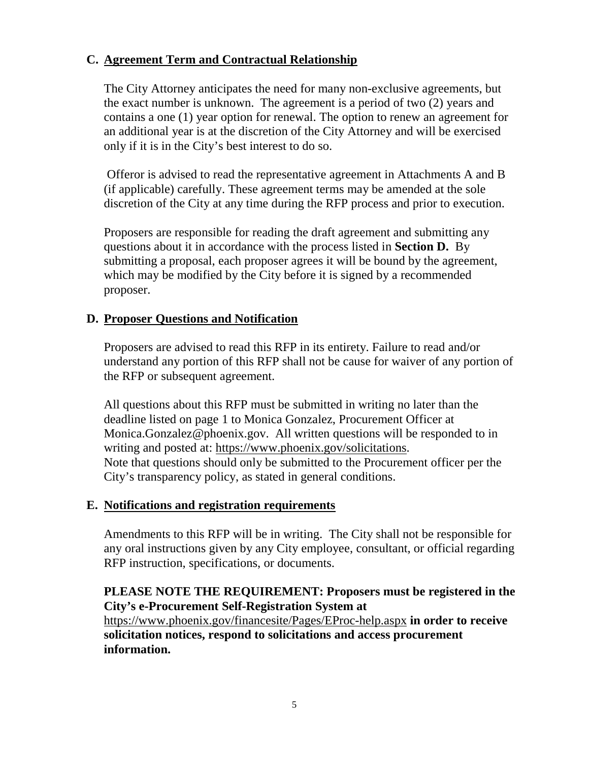## C. Agreement Term and Contractual Relationship

The City Attorney anticipates the need for many non-exclusive agreements, but the exact number is unknown. The agreement is a period of two (2) years and contains a one (1) year option for renewal. The option to renew an agreement for an additional year is at the discretion of the City Attorney and will be exercised only if it is in the City's best interest to do so.

Offeror is advised to read the representative agreement in Attachments A and B (if applicable) carefully. These agreement terms may be amended at the sole discretion of the City at any time during the RFP process and prior to execution.

Proposers are responsible for reading the draft agreement and submitting any questions about it in accordance with the process listed in **Section D.** By submitting a proposal, each proposer agrees it will be bound by the agreement, which may be modified by the City before it is signed by a recommended proposer.

## D. Proposer Questions and Notification

Proposers are advised to read this RFP in its entirety. Failure to read and/or understand any portion of this RFP shall not be cause for waiver of any portion of the RFP or subsequent agreement.

All questions about this RFP must be submitted in writing no later than the deadline listed on page 1 to Monica Gonzalez, Procurement Officer at Monica.Gonzalez@phoenix.gov. All written questions will be responded to in writing and posted at: https://www.phoenix.gov/solicitations.
Note that questions should only be submitted to the Procurement officer per the City's transparency policy, as stated in general conditions.

## E. Notifications and registration requirements

Amendments to this RFP will be in writing. The City shall not be responsible for any oral instructions given by any City employee, consultant, or official regarding RFP instruction, specifications, or documents.

**PLEASE NOTE THE REQUIREMENT: Proposers must be registered in the City's e-Procurement Self-Registration System at** https://www.phoenix.gov/financesite/Pages/EProc-help.aspx **in order to receive solicitation notices, respond to solicitations and access procurement information.**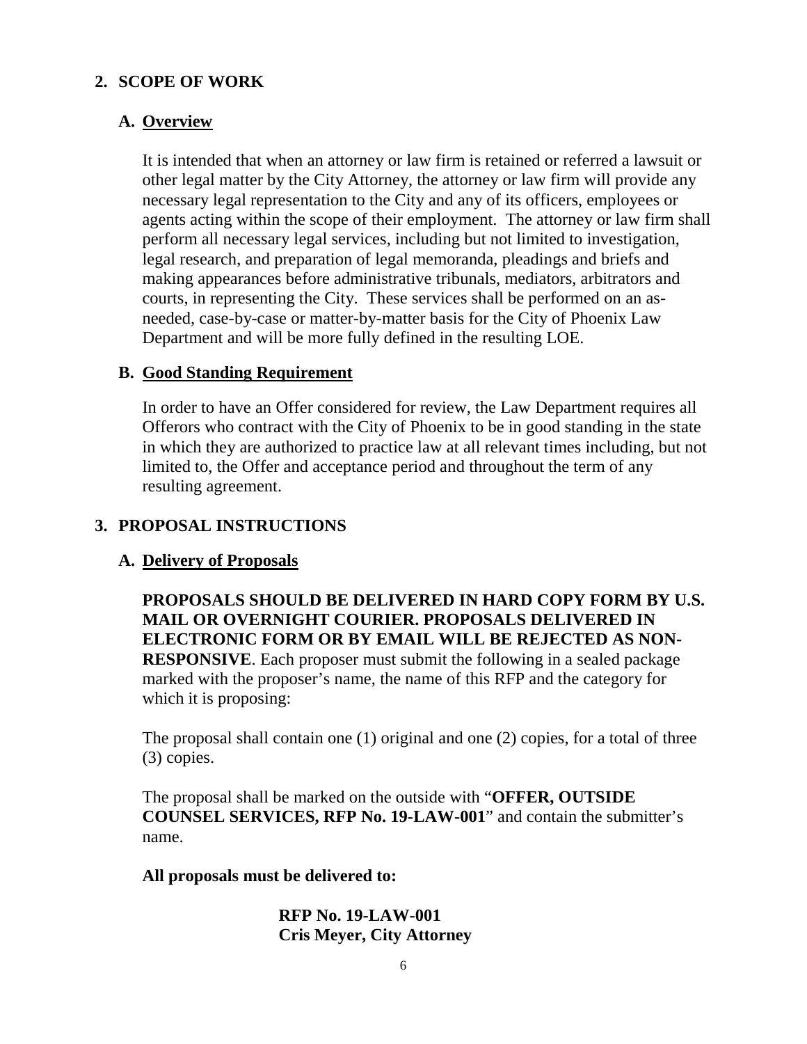## 2. SCOPE OF WORK

### A. Overview

It is intended that when an attorney or law firm is retained or referred a lawsuit or other legal matter by the City Attorney, the attorney or law firm will provide any necessary legal representation to the City and any of its officers, employees or agents acting within the scope of their employment. The attorney or law firm shall perform all necessary legal services, including but not limited to investigation, legal research, and preparation of legal memoranda, pleadings and briefs and making appearances before administrative tribunals, mediators, arbitrators and courts, in representing the City. These services shall be performed on an as-needed, case-by-case or matter-by-matter basis for the City of Phoenix Law Department and will be more fully defined in the resulting LOE.

### B. Good Standing Requirement

In order to have an Offer considered for review, the Law Department requires all Offerors who contract with the City of Phoenix to be in good standing in the state in which they are authorized to practice law at all relevant times including, but not limited to, the Offer and acceptance period and throughout the term of any resulting agreement.

## 3. PROPOSAL INSTRUCTIONS

### A. Delivery of Proposals

**PROPOSALS SHOULD BE DELIVERED IN HARD COPY FORM BY U.S. MAIL OR OVERNIGHT COURIER. PROPOSALS DELIVERED IN ELECTRONIC FORM OR BY EMAIL WILL BE REJECTED AS NON-RESPONSIVE**. Each proposer must submit the following in a sealed package marked with the proposer's name, the name of this RFP and the category for which it is proposing:

The proposal shall contain one (1) original and one (2) copies, for a total of three (3) copies.

The proposal shall be marked on the outside with "**OFFER, OUTSIDE COUNSEL SERVICES, RFP No. 19-LAW-001**" and contain the submitter's name.

**All proposals must be delivered to:**

**RFP No. 19-LAW-001**
**Cris Meyer, City Attorney**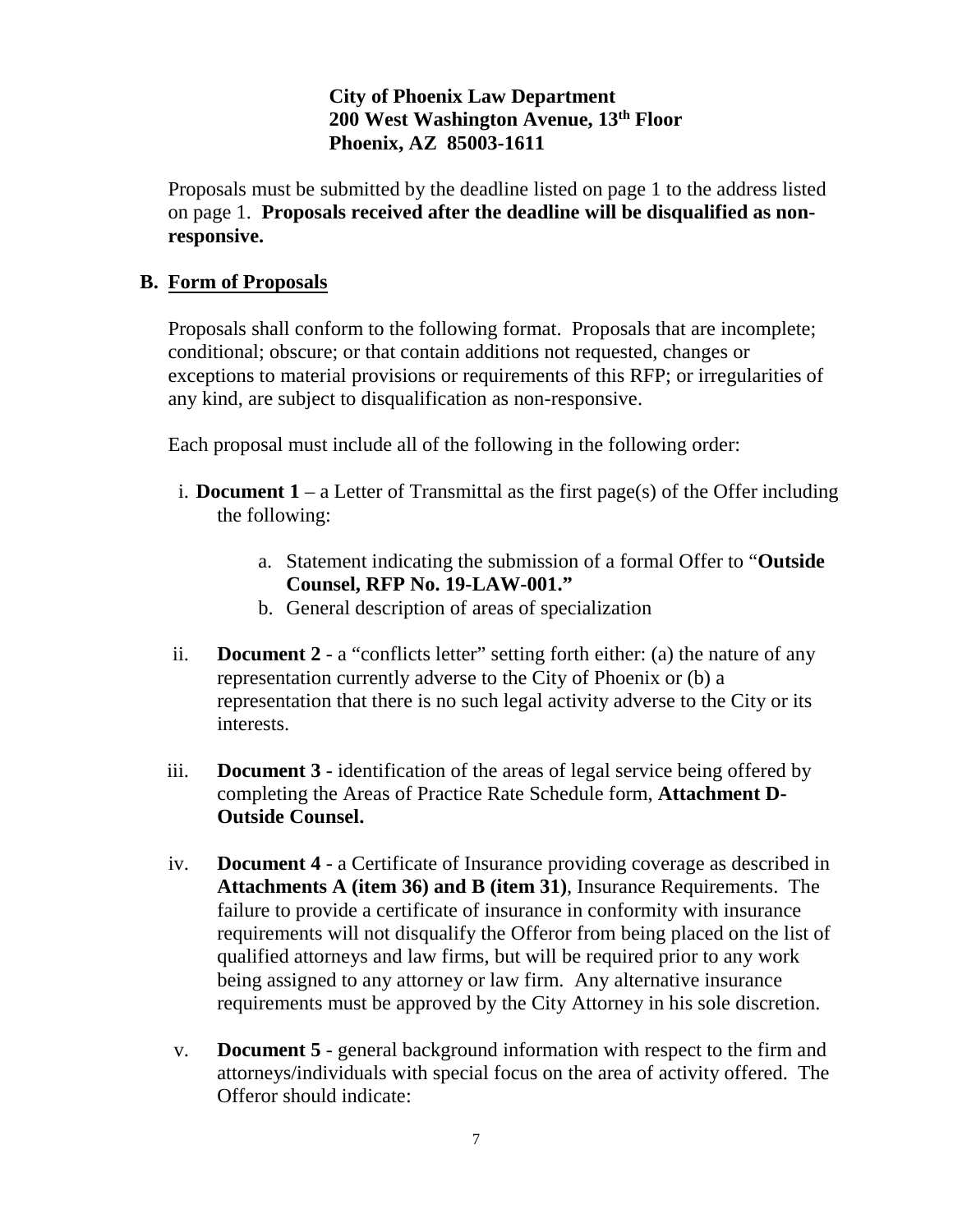**City of Phoenix Law Department**
**200 West Washington Avenue, 13th Floor**
**Phoenix, AZ 85003-1611**

Proposals must be submitted by the deadline listed on page 1 to the address listed on page 1. **Proposals received after the deadline will be disqualified as non-responsive.**

## B. Form of Proposals

Proposals shall conform to the following format. Proposals that are incomplete; conditional; obscure; or that contain additions not requested, changes or exceptions to material provisions or requirements of this RFP; or irregularities of any kind, are subject to disqualification as non-responsive.

Each proposal must include all of the following in the following order:

i. **Document 1** – a Letter of Transmittal as the first page(s) of the Offer including the following:

   a. Statement indicating the submission of a formal Offer to "**Outside Counsel, RFP No. 19-LAW-001.**"
   b. General description of areas of specialization

ii. **Document 2** - a "conflicts letter" setting forth either: (a) the nature of any representation currently adverse to the City of Phoenix or (b) a representation that there is no such legal activity adverse to the City or its interests.

iii. **Document 3** - identification of the areas of legal service being offered by completing the Areas of Practice Rate Schedule form, **Attachment D-Outside Counsel.**

iv. **Document 4** - a Certificate of Insurance providing coverage as described in **Attachments A (item 36) and B (item 31)**, Insurance Requirements. The failure to provide a certificate of insurance in conformity with insurance requirements will not disqualify the Offeror from being placed on the list of qualified attorneys and law firms, but will be required prior to any work being assigned to any attorney or law firm. Any alternative insurance requirements must be approved by the City Attorney in his sole discretion.

v. **Document 5** - general background information with respect to the firm and attorneys/individuals with special focus on the area of activity offered. The Offeror should indicate: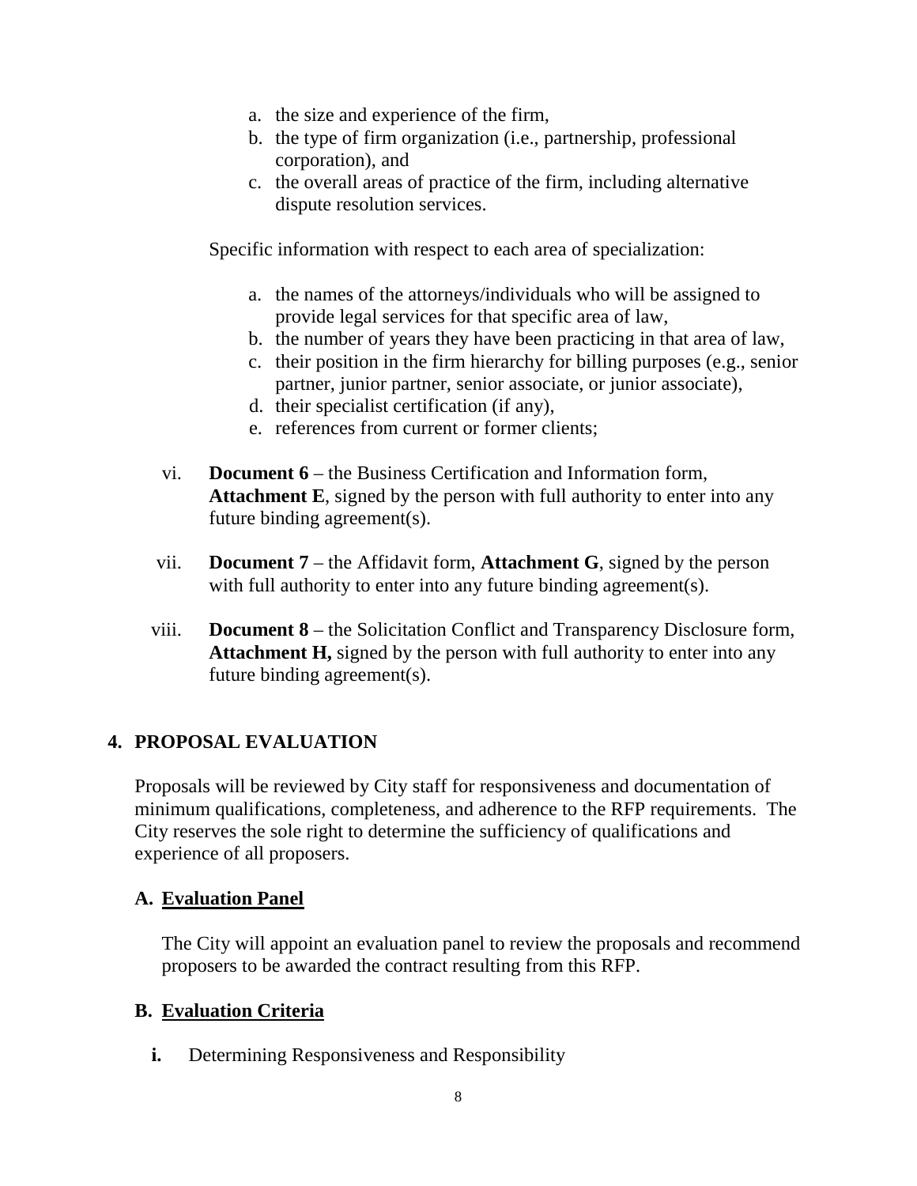a. the size and experience of the firm,
b. the type of firm organization (i.e., partnership, professional corporation), and
c. the overall areas of practice of the firm, including alternative dispute resolution services.

Specific information with respect to each area of specialization:

a. the names of the attorneys/individuals who will be assigned to provide legal services for that specific area of law,
b. the number of years they have been practicing in that area of law,
c. their position in the firm hierarchy for billing purposes (e.g., senior partner, junior partner, senior associate, or junior associate),
d. their specialist certification (if any),
e. references from current or former clients;

vi. **Document 6** – the Business Certification and Information form, **Attachment E**, signed by the person with full authority to enter into any future binding agreement(s).

vii. **Document 7** – the Affidavit form, **Attachment G**, signed by the person with full authority to enter into any future binding agreement(s).

viii. **Document 8** – the Solicitation Conflict and Transparency Disclosure form, **Attachment H,** signed by the person with full authority to enter into any future binding agreement(s).

## 4. PROPOSAL EVALUATION

Proposals will be reviewed by City staff for responsiveness and documentation of minimum qualifications, completeness, and adherence to the RFP requirements. The City reserves the sole right to determine the sufficiency of qualifications and experience of all proposers.

### A. Evaluation Panel

The City will appoint an evaluation panel to review the proposals and recommend proposers to be awarded the contract resulting from this RFP.

### B. Evaluation Criteria

**i.** Determining Responsiveness and Responsibility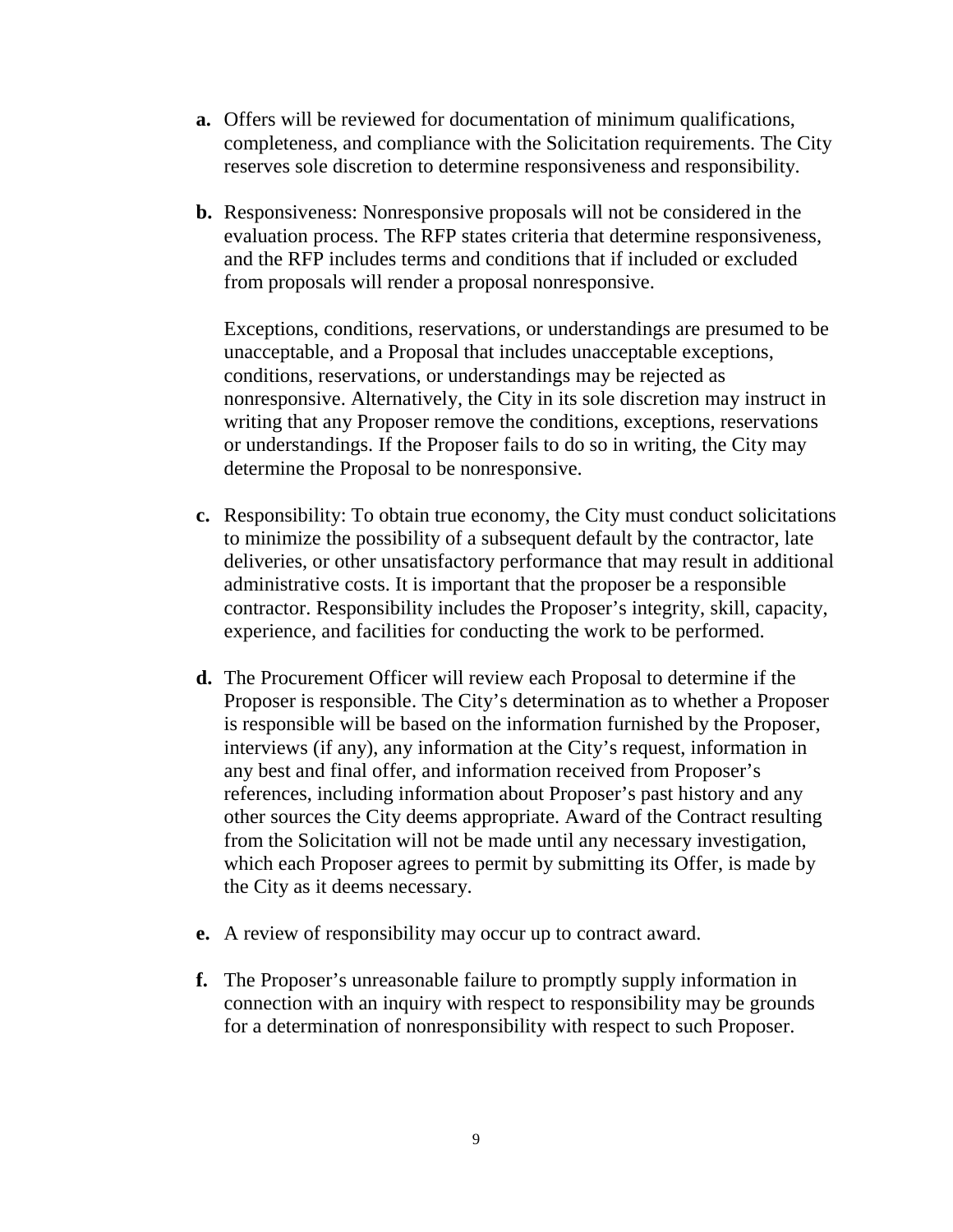**a.** Offers will be reviewed for documentation of minimum qualifications, completeness, and compliance with the Solicitation requirements. The City reserves sole discretion to determine responsiveness and responsibility.

**b.** Responsiveness: Nonresponsive proposals will not be considered in the evaluation process. The RFP states criteria that determine responsiveness, and the RFP includes terms and conditions that if included or excluded from proposals will render a proposal nonresponsive.

Exceptions, conditions, reservations, or understandings are presumed to be unacceptable, and a Proposal that includes unacceptable exceptions, conditions, reservations, or understandings may be rejected as nonresponsive. Alternatively, the City in its sole discretion may instruct in writing that any Proposer remove the conditions, exceptions, reservations or understandings. If the Proposer fails to do so in writing, the City may determine the Proposal to be nonresponsive.

**c.** Responsibility: To obtain true economy, the City must conduct solicitations to minimize the possibility of a subsequent default by the contractor, late deliveries, or other unsatisfactory performance that may result in additional administrative costs. It is important that the proposer be a responsible contractor. Responsibility includes the Proposer's integrity, skill, capacity, experience, and facilities for conducting the work to be performed.

**d.** The Procurement Officer will review each Proposal to determine if the Proposer is responsible. The City's determination as to whether a Proposer is responsible will be based on the information furnished by the Proposer, interviews (if any), any information at the City's request, information in any best and final offer, and information received from Proposer's references, including information about Proposer's past history and any other sources the City deems appropriate. Award of the Contract resulting from the Solicitation will not be made until any necessary investigation, which each Proposer agrees to permit by submitting its Offer, is made by the City as it deems necessary.

**e.** A review of responsibility may occur up to contract award.

**f.** The Proposer's unreasonable failure to promptly supply information in connection with an inquiry with respect to responsibility may be grounds for a determination of nonresponsibility with respect to such Proposer.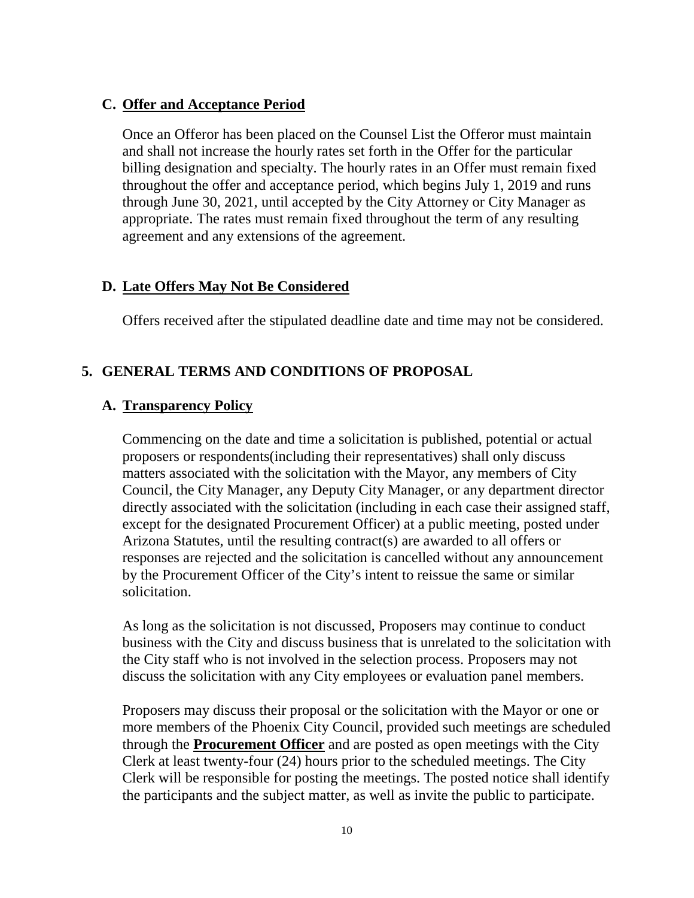### C. <u>Offer and Acceptance Period</u>

Once an Offeror has been placed on the Counsel List the Offeror must maintain and shall not increase the hourly rates set forth in the Offer for the particular billing designation and specialty. The hourly rates in an Offer must remain fixed throughout the offer and acceptance period, which begins July 1, 2019 and runs through June 30, 2021, until accepted by the City Attorney or City Manager as appropriate. The rates must remain fixed throughout the term of any resulting agreement and any extensions of the agreement.

### D. <u>Late Offers May Not Be Considered</u>

Offers received after the stipulated deadline date and time may not be considered.

## 5. GENERAL TERMS AND CONDITIONS OF PROPOSAL

### A. <u>Transparency Policy</u>

Commencing on the date and time a solicitation is published, potential or actual proposers or respondents(including their representatives) shall only discuss matters associated with the solicitation with the Mayor, any members of City Council, the City Manager, any Deputy City Manager, or any department director directly associated with the solicitation (including in each case their assigned staff, except for the designated Procurement Officer) at a public meeting, posted under Arizona Statutes, until the resulting contract(s) are awarded to all offers or responses are rejected and the solicitation is cancelled without any announcement by the Procurement Officer of the City's intent to reissue the same or similar solicitation.

As long as the solicitation is not discussed, Proposers may continue to conduct business with the City and discuss business that is unrelated to the solicitation with the City staff who is not involved in the selection process. Proposers may not discuss the solicitation with any City employees or evaluation panel members.

Proposers may discuss their proposal or the solicitation with the Mayor or one or more members of the Phoenix City Council, provided such meetings are scheduled through the **<u>Procurement Officer</u>** and are posted as open meetings with the City Clerk at least twenty-four (24) hours prior to the scheduled meetings. The City Clerk will be responsible for posting the meetings. The posted notice shall identify the participants and the subject matter, as well as invite the public to participate.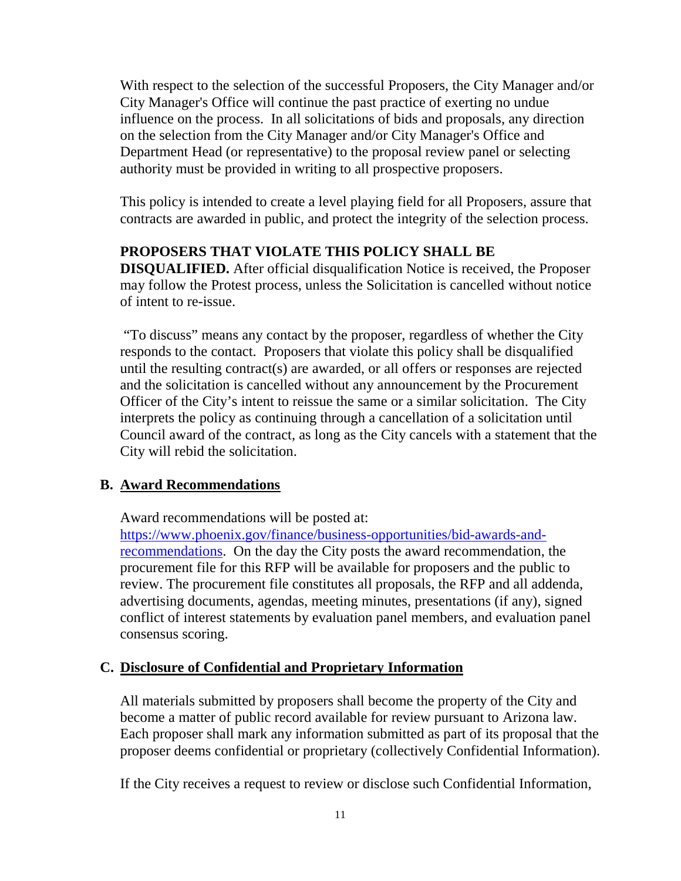With respect to the selection of the successful Proposers, the City Manager and/or City Manager's Office will continue the past practice of exerting no undue influence on the process. In all solicitations of bids and proposals, any direction on the selection from the City Manager and/or City Manager's Office and Department Head (or representative) to the proposal review panel or selecting authority must be provided in writing to all prospective proposers.

This policy is intended to create a level playing field for all Proposers, assure that contracts are awarded in public, and protect the integrity of the selection process.

**PROPOSERS THAT VIOLATE THIS POLICY SHALL BE DISQUALIFIED.** After official disqualification Notice is received, the Proposer may follow the Protest process, unless the Solicitation is cancelled without notice of intent to re-issue.

"To discuss" means any contact by the proposer, regardless of whether the City responds to the contact. Proposers that violate this policy shall be disqualified until the resulting contract(s) are awarded, or all offers or responses are rejected and the solicitation is cancelled without any announcement by the Procurement Officer of the City's intent to reissue the same or a similar solicitation. The City interprets the policy as continuing through a cancellation of a solicitation until Council award of the contract, as long as the City cancels with a statement that the City will rebid the solicitation.

## B. Award Recommendations

Award recommendations will be posted at: https://www.phoenix.gov/finance/business-opportunities/bid-awards-and-recommendations. On the day the City posts the award recommendation, the procurement file for this RFP will be available for proposers and the public to review. The procurement file constitutes all proposals, the RFP and all addenda, advertising documents, agendas, meeting minutes, presentations (if any), signed conflict of interest statements by evaluation panel members, and evaluation panel consensus scoring.

## C. Disclosure of Confidential and Proprietary Information

All materials submitted by proposers shall become the property of the City and become a matter of public record available for review pursuant to Arizona law. Each proposer shall mark any information submitted as part of its proposal that the proposer deems confidential or proprietary (collectively Confidential Information).

If the City receives a request to review or disclose such Confidential Information,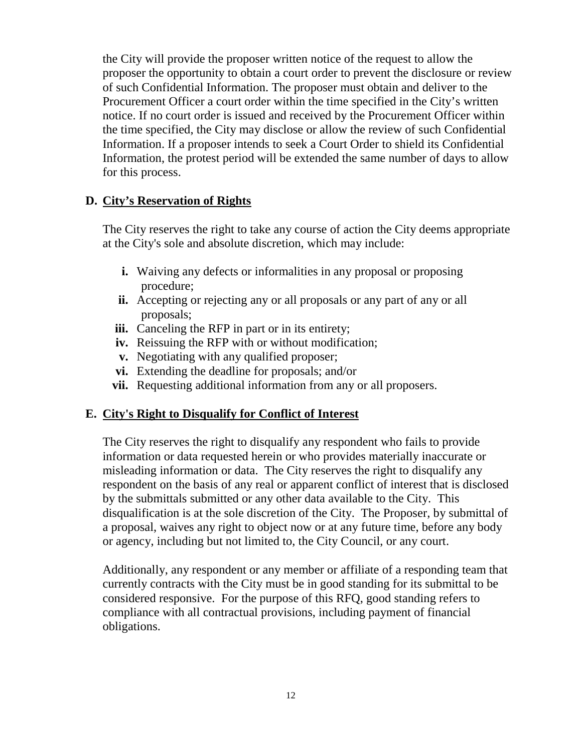the City will provide the proposer written notice of the request to allow the proposer the opportunity to obtain a court order to prevent the disclosure or review of such Confidential Information. The proposer must obtain and deliver to the Procurement Officer a court order within the time specified in the City's written notice. If no court order is issued and received by the Procurement Officer within the time specified, the City may disclose or allow the review of such Confidential Information. If a proposer intends to seek a Court Order to shield its Confidential Information, the protest period will be extended the same number of days to allow for this process.

### D. City's Reservation of Rights

The City reserves the right to take any course of action the City deems appropriate at the City's sole and absolute discretion, which may include:

- **i.** Waiving any defects or informalities in any proposal or proposing procedure;
- **ii.** Accepting or rejecting any or all proposals or any part of any or all proposals;
- **iii.** Canceling the RFP in part or in its entirety;
- **iv.** Reissuing the RFP with or without modification;
- **v.** Negotiating with any qualified proposer;
- **vi.** Extending the deadline for proposals; and/or
- **vii.** Requesting additional information from any or all proposers.

### E. City's Right to Disqualify for Conflict of Interest

The City reserves the right to disqualify any respondent who fails to provide information or data requested herein or who provides materially inaccurate or misleading information or data. The City reserves the right to disqualify any respondent on the basis of any real or apparent conflict of interest that is disclosed by the submittals submitted or any other data available to the City. This disqualification is at the sole discretion of the City. The Proposer, by submittal of a proposal, waives any right to object now or at any future time, before any body or agency, including but not limited to, the City Council, or any court.

Additionally, any respondent or any member or affiliate of a responding team that currently contracts with the City must be in good standing for its submittal to be considered responsive. For the purpose of this RFQ, good standing refers to compliance with all contractual provisions, including payment of financial obligations.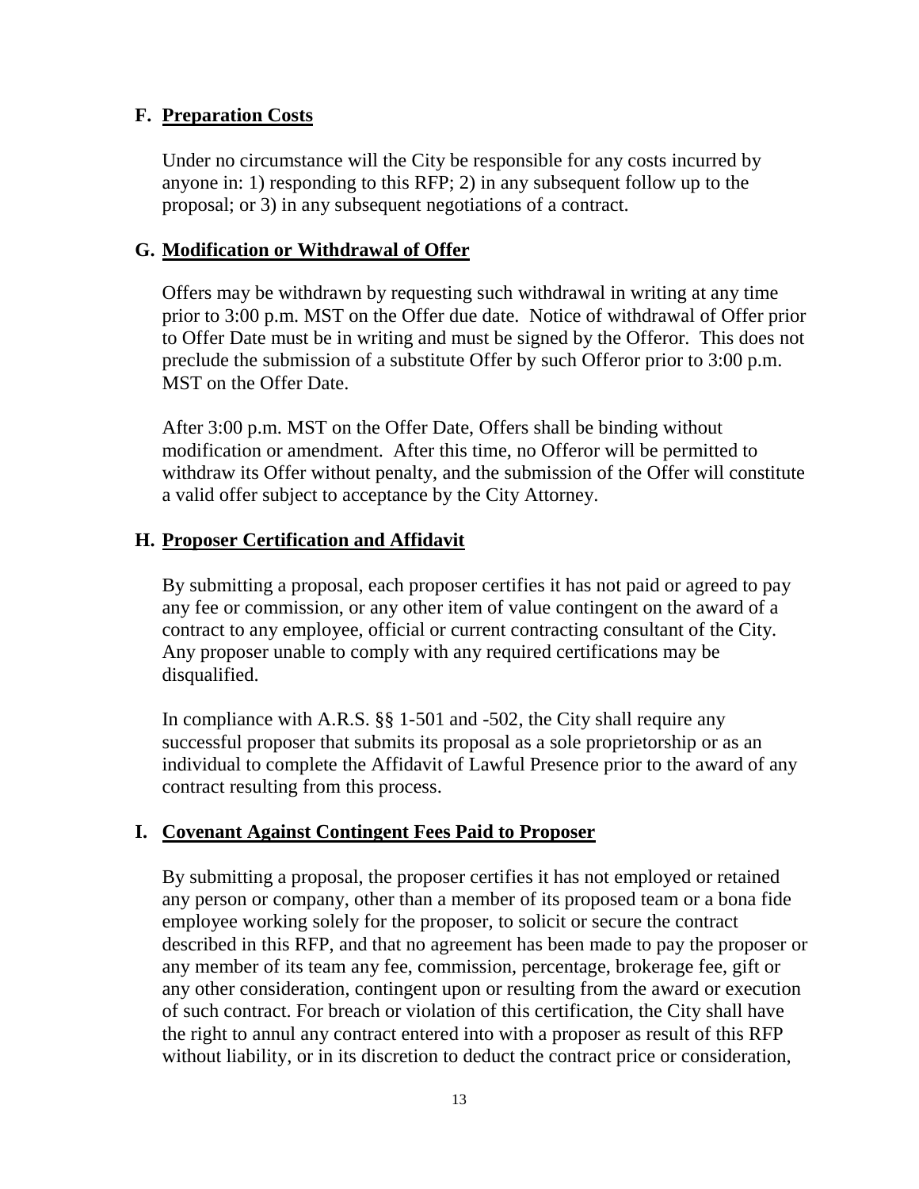### F. Preparation Costs

Under no circumstance will the City be responsible for any costs incurred by anyone in: 1) responding to this RFP; 2) in any subsequent follow up to the proposal; or 3) in any subsequent negotiations of a contract.

### G. Modification or Withdrawal of Offer

Offers may be withdrawn by requesting such withdrawal in writing at any time prior to 3:00 p.m. MST on the Offer due date. Notice of withdrawal of Offer prior to Offer Date must be in writing and must be signed by the Offeror. This does not preclude the submission of a substitute Offer by such Offeror prior to 3:00 p.m. MST on the Offer Date.

After 3:00 p.m. MST on the Offer Date, Offers shall be binding without modification or amendment. After this time, no Offeror will be permitted to withdraw its Offer without penalty, and the submission of the Offer will constitute a valid offer subject to acceptance by the City Attorney.

### H. Proposer Certification and Affidavit

By submitting a proposal, each proposer certifies it has not paid or agreed to pay any fee or commission, or any other item of value contingent on the award of a contract to any employee, official or current contracting consultant of the City. Any proposer unable to comply with any required certifications may be disqualified.

In compliance with A.R.S. §§ 1-501 and -502, the City shall require any successful proposer that submits its proposal as a sole proprietorship or as an individual to complete the Affidavit of Lawful Presence prior to the award of any contract resulting from this process.

### I. Covenant Against Contingent Fees Paid to Proposer

By submitting a proposal, the proposer certifies it has not employed or retained any person or company, other than a member of its proposed team or a bona fide employee working solely for the proposer, to solicit or secure the contract described in this RFP, and that no agreement has been made to pay the proposer or any member of its team any fee, commission, percentage, brokerage fee, gift or any other consideration, contingent upon or resulting from the award or execution of such contract. For breach or violation of this certification, the City shall have the right to annul any contract entered into with a proposer as result of this RFP without liability, or in its discretion to deduct the contract price or consideration,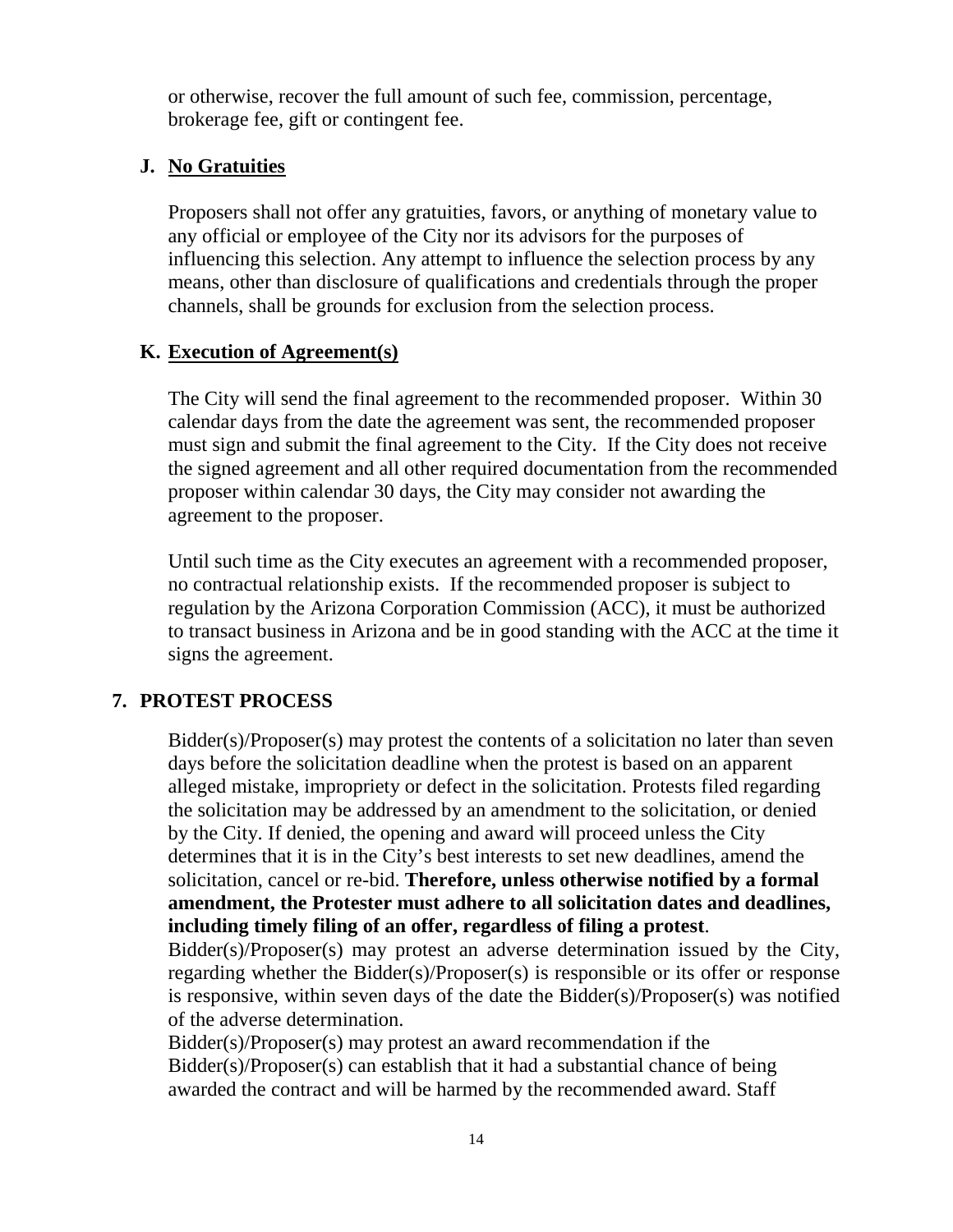or otherwise, recover the full amount of such fee, commission, percentage, brokerage fee, gift or contingent fee.

**J. No Gratuities**

Proposers shall not offer any gratuities, favors, or anything of monetary value to any official or employee of the City nor its advisors for the purposes of influencing this selection. Any attempt to influence the selection process by any means, other than disclosure of qualifications and credentials through the proper channels, shall be grounds for exclusion from the selection process.

**K. Execution of Agreement(s)**

The City will send the final agreement to the recommended proposer. Within 30 calendar days from the date the agreement was sent, the recommended proposer must sign and submit the final agreement to the City. If the City does not receive the signed agreement and all other required documentation from the recommended proposer within calendar 30 days, the City may consider not awarding the agreement to the proposer.

Until such time as the City executes an agreement with a recommended proposer, no contractual relationship exists. If the recommended proposer is subject to regulation by the Arizona Corporation Commission (ACC), it must be authorized to transact business in Arizona and be in good standing with the ACC at the time it signs the agreement.

## 7. PROTEST PROCESS

Bidder(s)/Proposer(s) may protest the contents of a solicitation no later than seven days before the solicitation deadline when the protest is based on an apparent alleged mistake, impropriety or defect in the solicitation. Protests filed regarding the solicitation may be addressed by an amendment to the solicitation, or denied by the City. If denied, the opening and award will proceed unless the City determines that it is in the City's best interests to set new deadlines, amend the solicitation, cancel or re-bid. **Therefore, unless otherwise notified by a formal amendment, the Protester must adhere to all solicitation dates and deadlines, including timely filing of an offer, regardless of filing a protest**.

Bidder(s)/Proposer(s) may protest an adverse determination issued by the City, regarding whether the Bidder(s)/Proposer(s) is responsible or its offer or response is responsive, within seven days of the date the Bidder(s)/Proposer(s) was notified of the adverse determination.

Bidder(s)/Proposer(s) may protest an award recommendation if the Bidder(s)/Proposer(s) can establish that it had a substantial chance of being awarded the contract and will be harmed by the recommended award. Staff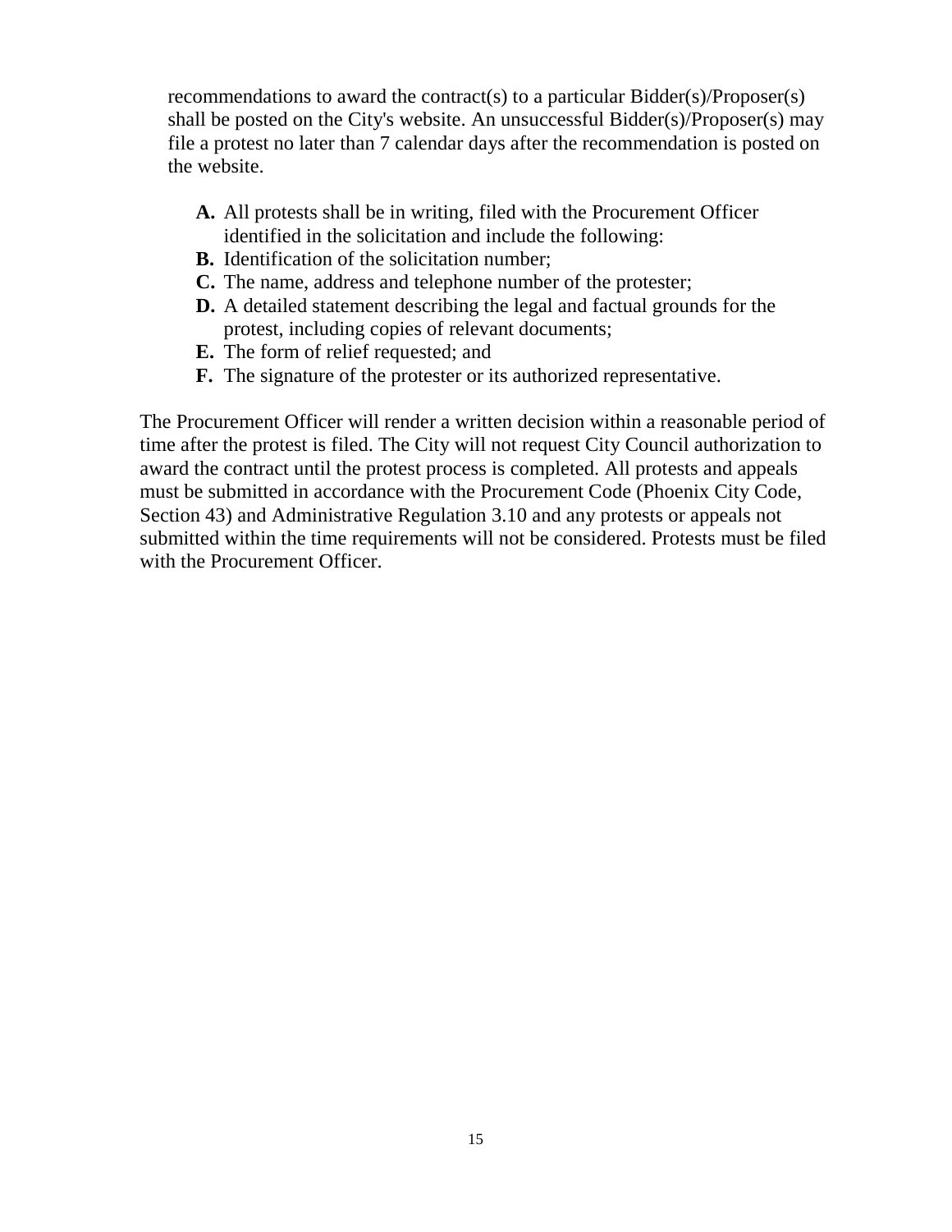recommendations to award the contract(s) to a particular Bidder(s)/Proposer(s) shall be posted on the City's website. An unsuccessful Bidder(s)/Proposer(s) may file a protest no later than 7 calendar days after the recommendation is posted on the website.

- **A.** All protests shall be in writing, filed with the Procurement Officer identified in the solicitation and include the following:
- **B.** Identification of the solicitation number;
- **C.** The name, address and telephone number of the protester;
- **D.** A detailed statement describing the legal and factual grounds for the protest, including copies of relevant documents;
- **E.** The form of relief requested; and
- **F.** The signature of the protester or its authorized representative.

The Procurement Officer will render a written decision within a reasonable period of time after the protest is filed. The City will not request City Council authorization to award the contract until the protest process is completed. All protests and appeals must be submitted in accordance with the Procurement Code (Phoenix City Code, Section 43) and Administrative Regulation 3.10 and any protests or appeals not submitted within the time requirements will not be considered. Protests must be filed with the Procurement Officer.